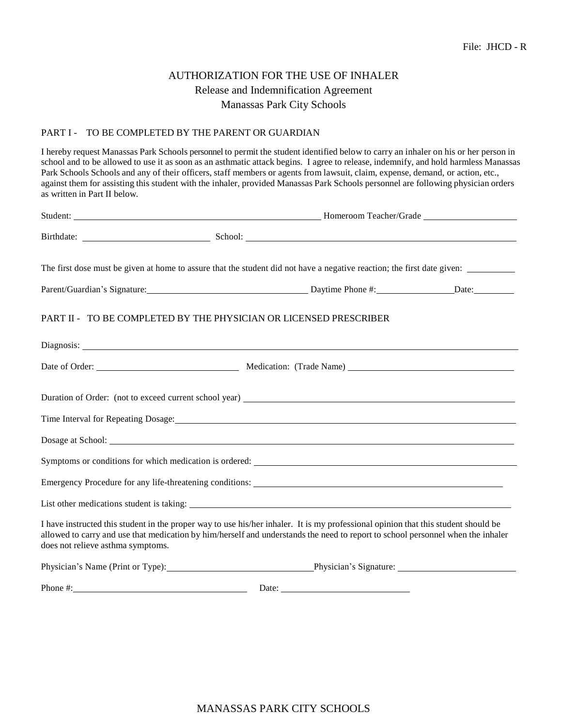File: JHCD - R

# AUTHORIZATION FOR THE USE OF INHALER

## Release and Indemnification Agreement

## Manassas Park City Schools

### PART I - TO BE COMPLETED BY THE PARENT OR GUARDIAN

I hereby request Manassas Park Schools personnel to permit the student identified below to carry an inhaler on his or her person in school and to be allowed to use it as soon as an asthmatic attack begins. I agree to release, indemnify, and hold harmless Manassas Park Schools Schools and any of their officers, staff members or agents from lawsuit, claim, expense, demand, or action, etc., against them for assisting this student with the inhaler, provided Manassas Park Schools personnel are following physician orders as written in Part II below.

Student: ______________________________ Homeroom Teacher/Grade ______________

Birthdate: ______________ School: ______________________________

The first dose must be given at home to assure that the student did not have a negative reaction; the first date given: __________

Parent/Guardian's Signature: ____________________ Daytime Phone #: ____________ Date: ________

### PART II - TO BE COMPLETED BY THE PHYSICIAN OR LICENSED PRESCRIBER

Diagnosis: ______________________________

Date of Order: ______________ Medication: (Trade Name) ______________________

Duration of Order: (not to exceed current school year) ______________________

Time Interval for Repeating Dosage: ______________________

Dosage at School: ______________________

Symptoms or conditions for which medication is ordered: ______________________

Emergency Procedure for any life-threatening conditions: ______________________

List other medications student is taking: ______________________

I have instructed this student in the proper way to use his/her inhaler. It is my professional opinion that this student should be allowed to carry and use that medication by him/herself and understands the need to report to school personnel when the inhaler does not relieve asthma symptoms.

Physician's Name (Print or Type): ____________________ Physician's Signature: ____________________

Phone #: ____________________ Date: ____________________

MANASSAS PARK CITY SCHOOLS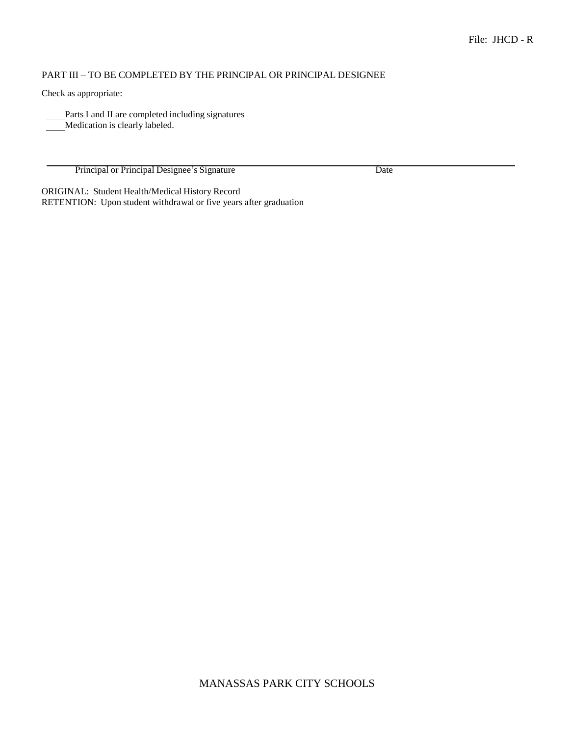## PART III – TO BE COMPLETED BY THE PRINCIPAL OR PRINCIPAL DESIGNEE

Check as appropriate:

\_\_\_\_ Parts I and II are completed including signatures
\_\_\_\_ Medication is clearly labeled.

\_\_\_\_\_\_\_\_\_\_\_\_\_\_\_\_\_\_\_\_\_\_\_\_\_\_\_\_\_\_\_\_\_\_\_\_\_\_\_\_\_\_\_\_\_\_\_\_\_\_\_\_\_\_\_\_\_\_\_\_\_\_\_\_\_\_\_\_\_\_\_\_\_\_\_\_\_\_

Principal or Principal Designee's Signature          Date

ORIGINAL: Student Health/Medical History Record
RETENTION: Upon student withdrawal or five years after graduation